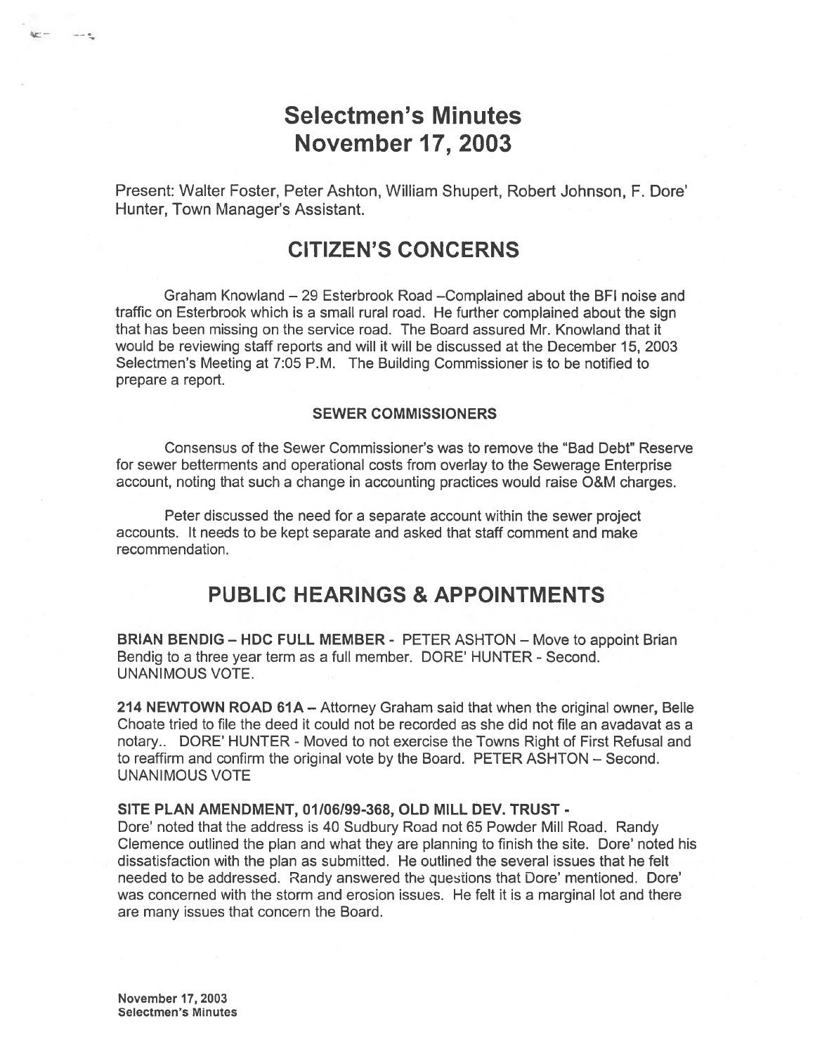# Selectmen's Minutes
# November 17, 2003

Present: Walter Foster, Peter Ashton, William Shupert, Robert Johnson, F. Dore' Hunter, Town Manager's Assistant.

## CITIZEN'S CONCERNS

Graham Knowland – 29 Esterbrook Road –Complained about the BFI noise and traffic on Esterbrook which is a small rural road. He further complained about the sign that has been missing on the service road. The Board assured Mr. Knowland that it would be reviewing staff reports and will it will be discussed at the December 15, 2003 Selectmen's Meeting at 7:05 P.M. The Building Commissioner is to be notified to prepare a report.

### SEWER COMMISSIONERS

Consensus of the Sewer Commissioner's was to remove the "Bad Debt" Reserve for sewer betterments and operational costs from overlay to the Sewerage Enterprise account, noting that such a change in accounting practices would raise O&M charges.

Peter discussed the need for a separate account within the sewer project accounts. It needs to be kept separate and asked that staff comment and make recommendation.

## PUBLIC HEARINGS & APPOINTMENTS

**BRIAN BENDIG – HDC FULL MEMBER** - PETER ASHTON – Move to appoint Brian Bendig to a three year term as a full member. DORE' HUNTER - Second. UNANIMOUS VOTE.

**214 NEWTOWN ROAD 61A** – Attorney Graham said that when the original owner, Belle Choate tried to file the deed it could not be recorded as she did not file an avadavat as a notary.. DORE' HUNTER - Moved to not exercise the Towns Right of First Refusal and to reaffirm and confirm the original vote by the Board. PETER ASHTON – Second. UNANIMOUS VOTE

**SITE PLAN AMENDMENT, 01/06/99-368, OLD MILL DEV. TRUST -**
Dore' noted that the address is 40 Sudbury Road not 65 Powder Mill Road. Randy Clemence outlined the plan and what they are planning to finish the site. Dore' noted his dissatisfaction with the plan as submitted. He outlined the several issues that he felt needed to be addressed. Randy answered the questions that Dore' mentioned. Dore' was concerned with the storm and erosion issues. He felt it is a marginal lot and there are many issues that concern the Board.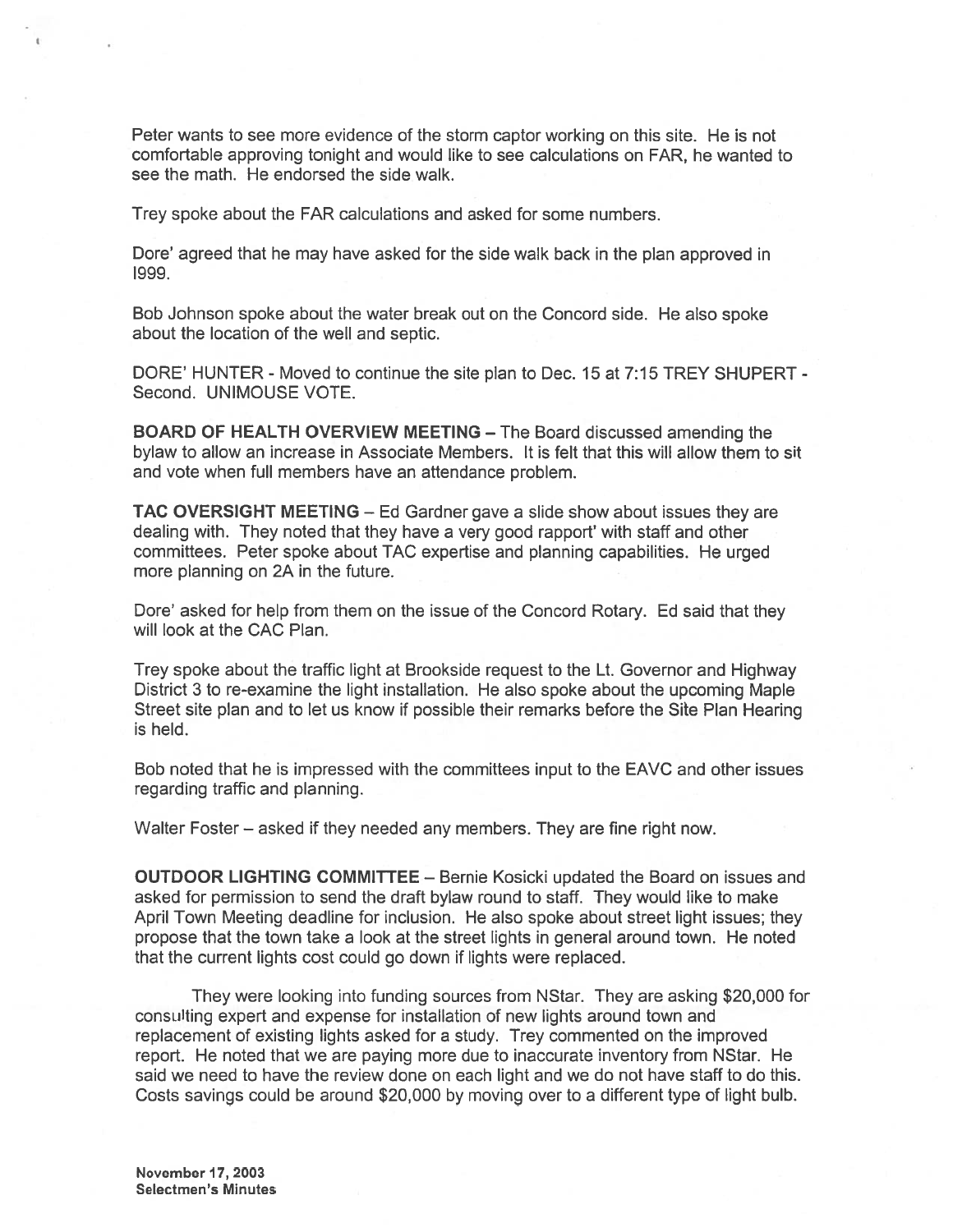Peter wants to see more evidence of the storm captor working on this site. He is not comfortable approving tonight and would like to see calculations on FAR, he wanted to see the math. He endorsed the side walk.

Trey spoke about the FAR calculations and asked for some numbers.

Dore' agreed that he may have asked for the side walk back in the plan approved in 1999.

Bob Johnson spoke about the water break out on the Concord side. He also spoke about the location of the well and septic.

DORE' HUNTER - Moved to continue the site plan to Dec. 15 at 7:15 TREY SHUPERT - Second. UNIMOUSE VOTE.

**BOARD OF HEALTH OVERVIEW MEETING** – The Board discussed amending the bylaw to allow an increase in Associate Members. It is felt that this will allow them to sit and vote when full members have an attendance problem.

**TAC OVERSIGHT MEETING** – Ed Gardner gave a slide show about issues they are dealing with. They noted that they have a very good rapport' with staff and other committees. Peter spoke about TAC expertise and planning capabilities. He urged more planning on 2A in the future.

Dore' asked for help from them on the issue of the Concord Rotary. Ed said that they will look at the CAC Plan.

Trey spoke about the traffic light at Brookside request to the Lt. Governor and Highway District 3 to re-examine the light installation. He also spoke about the upcoming Maple Street site plan and to let us know if possible their remarks before the Site Plan Hearing is held.

Bob noted that he is impressed with the committees input to the EAVC and other issues regarding traffic and planning.

Walter Foster – asked if they needed any members. They are fine right now.

**OUTDOOR LIGHTING COMMITTEE** – Bernie Kosicki updated the Board on issues and asked for permission to send the draft bylaw round to staff. They would like to make April Town Meeting deadline for inclusion. He also spoke about street light issues; they propose that the town take a look at the street lights in general around town. He noted that the current lights cost could go down if lights were replaced.

They were looking into funding sources from NStar. They are asking $20,000 for consulting expert and expense for installation of new lights around town and replacement of existing lights asked for a study. Trey commented on the improved report. He noted that we are paying more due to inaccurate inventory from NStar. He said we need to have the review done on each light and we do not have staff to do this. Costs savings could be around $20,000 by moving over to a different type of light bulb.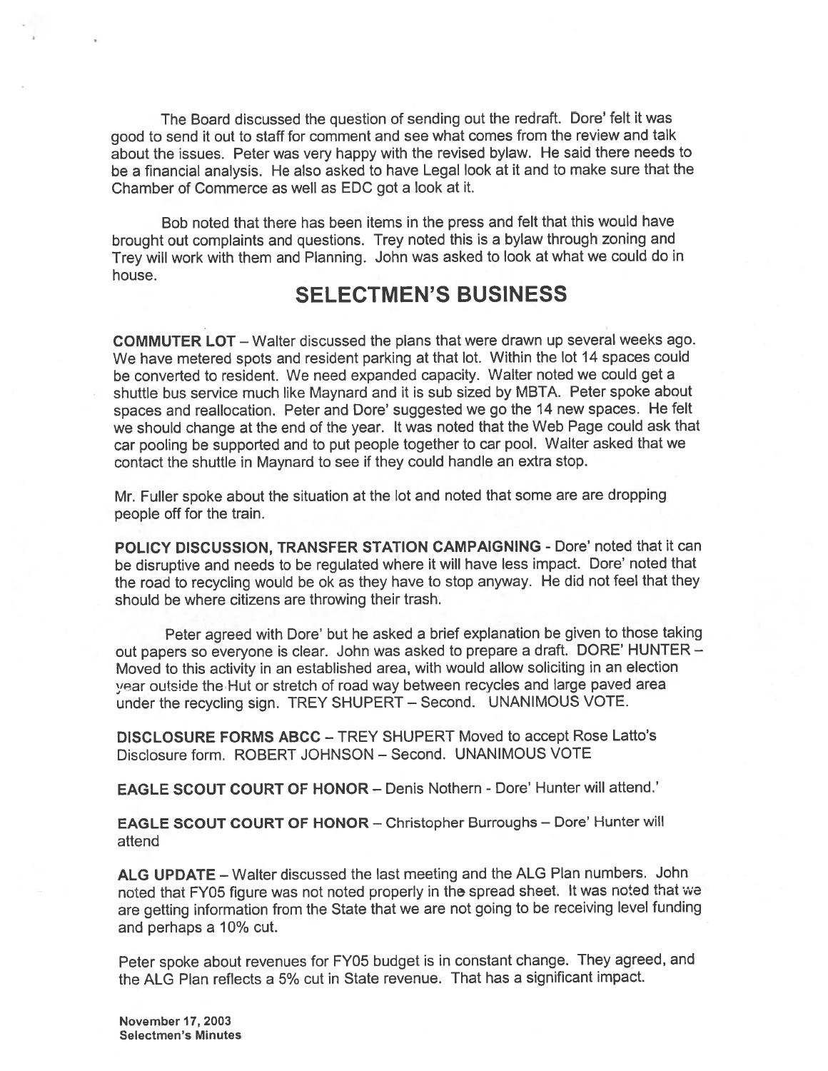The Board discussed the question of sending out the redraft. Dore' felt it was good to send it out to staff for comment and see what comes from the review and talk about the issues. Peter was very happy with the revised bylaw. He said there needs to be a financial analysis. He also asked to have Legal look at it and to make sure that the Chamber of Commerce as well as EDC got a look at it.

Bob noted that there has been items in the press and felt that this would have brought out complaints and questions. Trey noted this is a bylaw through zoning and Trey will work with them and Planning. John was asked to look at what we could do in house.

## SELECTMEN'S BUSINESS

**COMMUTER LOT** – Walter discussed the plans that were drawn up several weeks ago. We have metered spots and resident parking at that lot. Within the lot 14 spaces could be converted to resident. We need expanded capacity. Walter noted we could get a shuttle bus service much like Maynard and it is sub sized by MBTA. Peter spoke about spaces and reallocation. Peter and Dore' suggested we go the 14 new spaces. He felt we should change at the end of the year. It was noted that the Web Page could ask that car pooling be supported and to put people together to car pool. Walter asked that we contact the shuttle in Maynard to see if they could handle an extra stop.

Mr. Fuller spoke about the situation at the lot and noted that some are are dropping people off for the train.

**POLICY DISCUSSION, TRANSFER STATION CAMPAIGNING** - Dore' noted that it can be disruptive and needs to be regulated where it will have less impact. Dore' noted that the road to recycling would be ok as they have to stop anyway. He did not feel that they should be where citizens are throwing their trash.

Peter agreed with Dore' but he asked a brief explanation be given to those taking out papers so everyone is clear. John was asked to prepare a draft. DORE' HUNTER – Moved to this activity in an established area, with would allow soliciting in an election year outside the Hut or stretch of road way between recycles and large paved area under the recycling sign. TREY SHUPERT – Second. UNANIMOUS VOTE.

**DISCLOSURE FORMS ABCC** – TREY SHUPERT Moved to accept Rose Latto's Disclosure form. ROBERT JOHNSON – Second. UNANIMOUS VOTE

**EAGLE SCOUT COURT OF HONOR** – Denis Nothern - Dore' Hunter will attend.'

**EAGLE SCOUT COURT OF HONOR** – Christopher Burroughs – Dore' Hunter will attend

**ALG UPDATE** – Walter discussed the last meeting and the ALG Plan numbers. John noted that FY05 figure was not noted properly in the spread sheet. It was noted that we are getting information from the State that we are not going to be receiving level funding and perhaps a 10% cut.

Peter spoke about revenues for FY05 budget is in constant change. They agreed, and the ALG Plan reflects a 5% cut in State revenue. That has a significant impact.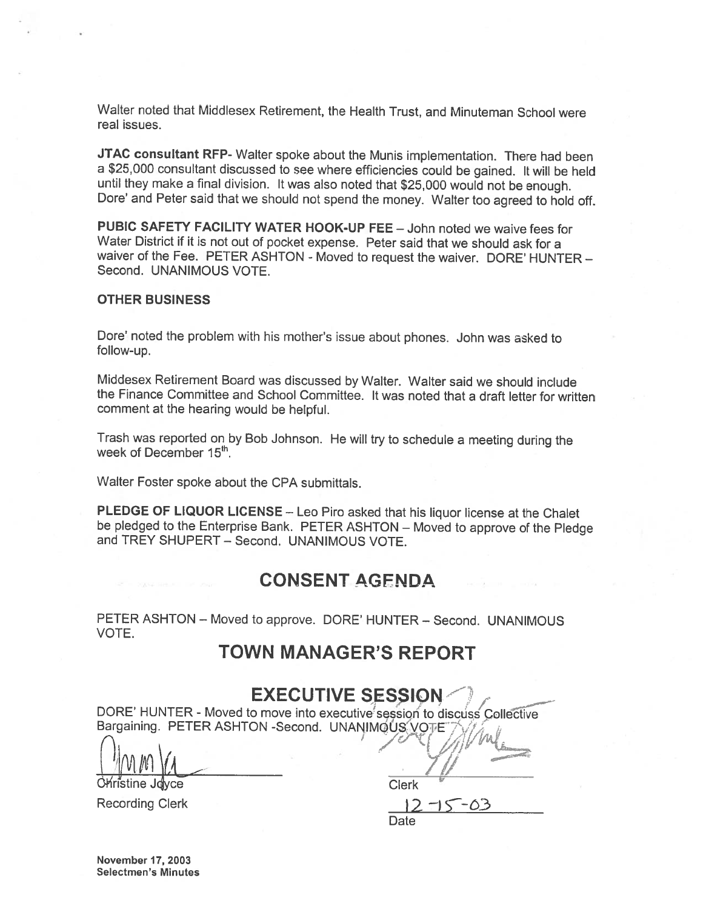Walter noted that Middlesex Retirement, the Health Trust, and Minuteman School were real issues.

**JTAC consultant RFP**- Walter spoke about the Munis implementation. There had been a $25,000 consultant discussed to see where efficiencies could be gained. It will be held until they make a final division. It was also noted that $25,000 would not be enough. Dore' and Peter said that we should not spend the money. Walter too agreed to hold off.

**PUBIC SAFETY FACILITY WATER HOOK-UP FEE** – John noted we waive fees for Water District if it is not out of pocket expense. Peter said that we should ask for a waiver of the Fee. PETER ASHTON - Moved to request the waiver. DORE' HUNTER – Second. UNANIMOUS VOTE.

**OTHER BUSINESS**

Dore' noted the problem with his mother's issue about phones. John was asked to follow-up.

Middesex Retirement Board was discussed by Walter. Walter said we should include the Finance Committee and School Committee. It was noted that a draft letter for written comment at the hearing would be helpful.

Trash was reported on by Bob Johnson. He will try to schedule a meeting during the week of December 15th.

Walter Foster spoke about the CPA submittals.

**PLEDGE OF LIQUOR LICENSE** – Leo Piro asked that his liquor license at the Chalet be pledged to the Enterprise Bank. PETER ASHTON – Moved to approve of the Pledge and TREY SHUPERT – Second. UNANIMOUS VOTE.

## CONSENT AGENDA

PETER ASHTON – Moved to approve. DORE' HUNTER – Second. UNANIMOUS VOTE.

## TOWN MANAGER'S REPORT

## EXECUTIVE SESSION

DORE' HUNTER - Moved to move into executive session to discuss Collective Bargaining. PETER ASHTON -Second. UNANIMOUS VOTE

Christine Joyce
Recording Clerk

Clerk

12-15-03
Date

November 17, 2003
Selectmen's Minutes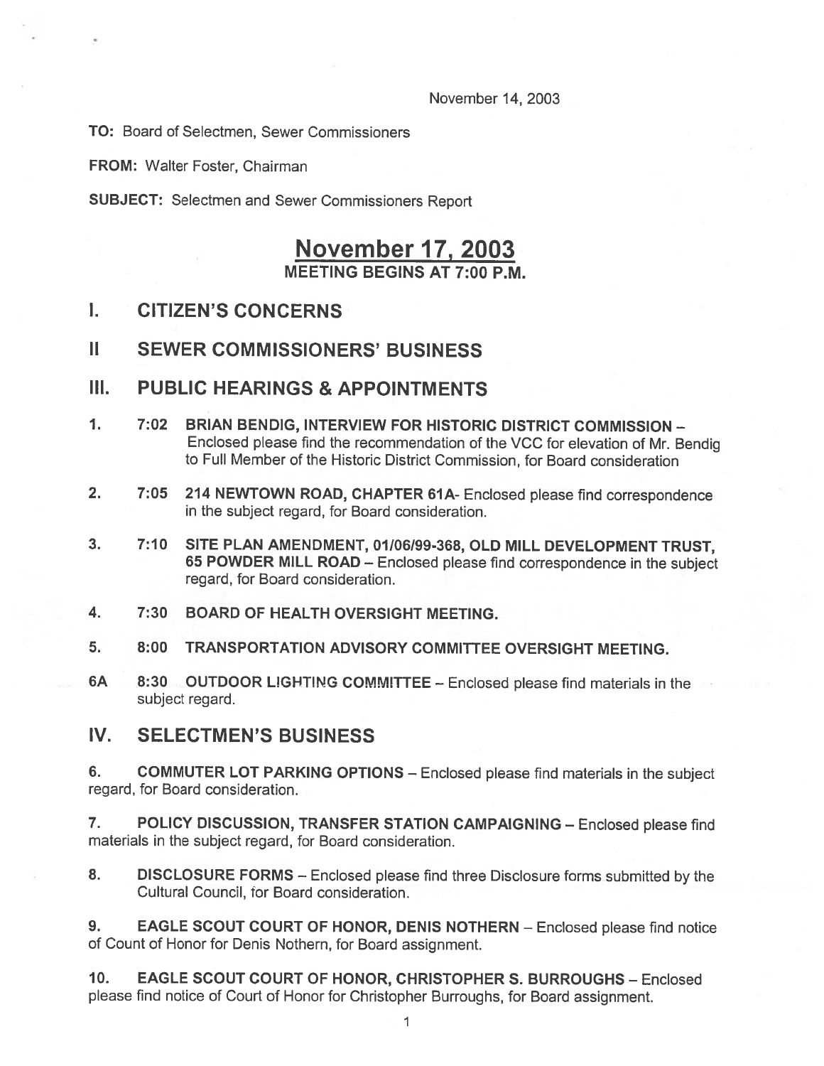November 14, 2003

**TO:** Board of Selectmen, Sewer Commissioners

**FROM:** Walter Foster, Chairman

**SUBJECT:** Selectmen and Sewer Commissioners Report

# November 17, 2003

**MEETING BEGINS AT 7:00 P.M.**

## I. CITIZEN'S CONCERNS

## II SEWER COMMISSIONERS' BUSINESS

## III. PUBLIC HEARINGS & APPOINTMENTS

1. **7:02 BRIAN BENDIG, INTERVIEW FOR HISTORIC DISTRICT COMMISSION** – Enclosed please find the recommendation of the VCC for elevation of Mr. Bendig to Full Member of the Historic District Commission, for Board consideration

2. **7:05 214 NEWTOWN ROAD, CHAPTER 61A**- Enclosed please find correspondence in the subject regard, for Board consideration.

3. **7:10 SITE PLAN AMENDMENT, 01/06/99-368, OLD MILL DEVELOPMENT TRUST, 65 POWDER MILL ROAD** – Enclosed please find correspondence in the subject regard, for Board consideration.

4. **7:30 BOARD OF HEALTH OVERSIGHT MEETING.**

5. **8:00 TRANSPORTATION ADVISORY COMMITTEE OVERSIGHT MEETING.**

6A **8:30 OUTDOOR LIGHTING COMMITTEE** – Enclosed please find materials in the subject regard.

## IV. SELECTMEN'S BUSINESS

6. **COMMUTER LOT PARKING OPTIONS** – Enclosed please find materials in the subject regard, for Board consideration.

7. **POLICY DISCUSSION, TRANSFER STATION CAMPAIGNING** – Enclosed please find materials in the subject regard, for Board consideration.

8. **DISCLOSURE FORMS** – Enclosed please find three Disclosure forms submitted by the Cultural Council, for Board consideration.

9. **EAGLE SCOUT COURT OF HONOR, DENIS NOTHERN** – Enclosed please find notice of Count of Honor for Denis Nothern, for Board assignment.

10. **EAGLE SCOUT COURT OF HONOR, CHRISTOPHER S. BURROUGHS** – Enclosed please find notice of Court of Honor for Christopher Burroughs, for Board assignment.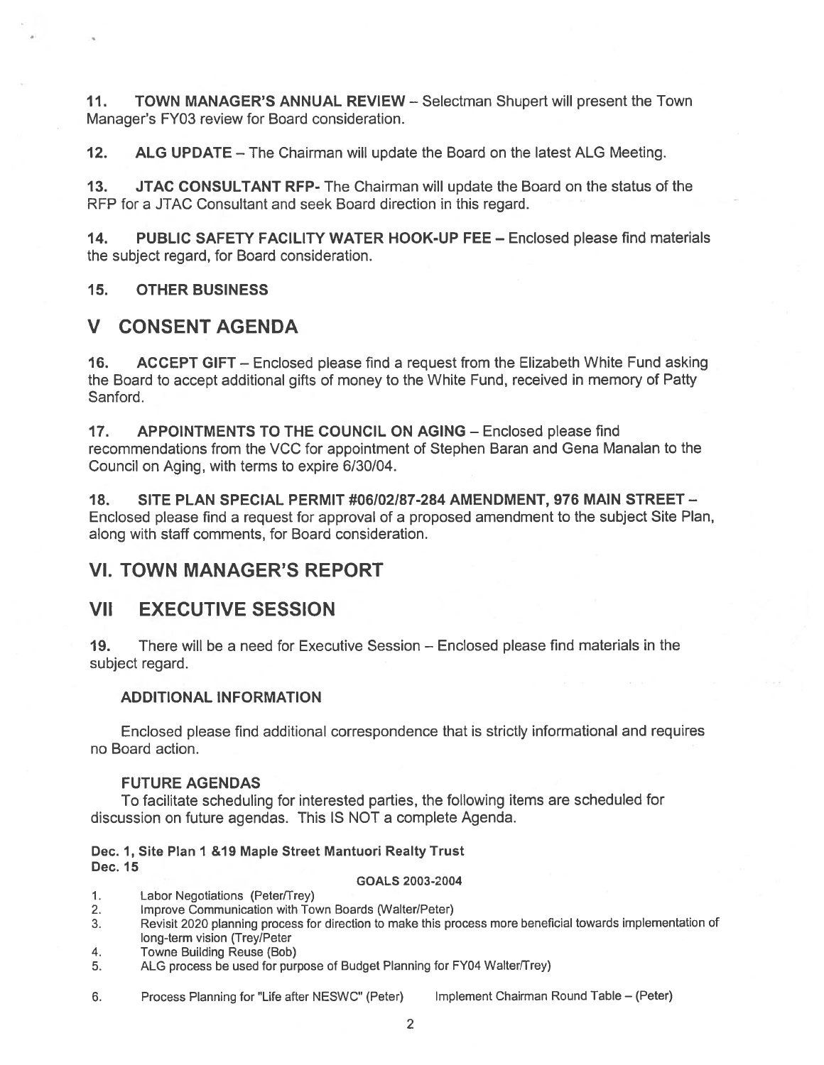**11. TOWN MANAGER'S ANNUAL REVIEW** – Selectman Shupert will present the Town Manager's FY03 review for Board consideration.

**12. ALG UPDATE** – The Chairman will update the Board on the latest ALG Meeting.

**13. JTAC CONSULTANT RFP-** The Chairman will update the Board on the status of the RFP for a JTAC Consultant and seek Board direction in this regard.

**14. PUBLIC SAFETY FACILITY WATER HOOK-UP FEE** – Enclosed please find materials the subject regard, for Board consideration.

**15. OTHER BUSINESS**

# V CONSENT AGENDA

**16. ACCEPT GIFT** – Enclosed please find a request from the Elizabeth White Fund asking the Board to accept additional gifts of money to the White Fund, received in memory of Patty Sanford.

**17. APPOINTMENTS TO THE COUNCIL ON AGING** – Enclosed please find recommendations from the VCC for appointment of Stephen Baran and Gena Manalan to the Council on Aging, with terms to expire 6/30/04.

**18. SITE PLAN SPECIAL PERMIT #06/02/87-284 AMENDMENT, 976 MAIN STREET** – Enclosed please find a request for approval of a proposed amendment to the subject Site Plan, along with staff comments, for Board consideration.

# VI. TOWN MANAGER'S REPORT

# VII EXECUTIVE SESSION

**19.** There will be a need for Executive Session – Enclosed please find materials in the subject regard.

### ADDITIONAL INFORMATION

Enclosed please find additional correspondence that is strictly informational and requires no Board action.

### FUTURE AGENDAS

To facilitate scheduling for interested parties, the following items are scheduled for discussion on future agendas. This IS NOT a complete Agenda.

**Dec. 1, Site Plan 1 &19 Maple Street Mantuori Realty Trust**
**Dec. 15**

**GOALS 2003-2004**

1. Labor Negotiations (Peter/Trey)
2. Improve Communication with Town Boards (Walter/Peter)
3. Revisit 2020 planning process for direction to make this process more beneficial towards implementation of long-term vision (Trey/Peter
4. Towne Building Reuse (Bob)
5. ALG process be used for purpose of Budget Planning for FY04 Walter/Trey)
6. Process Planning for "Life after NESWC" (Peter) Implement Chairman Round Table – (Peter)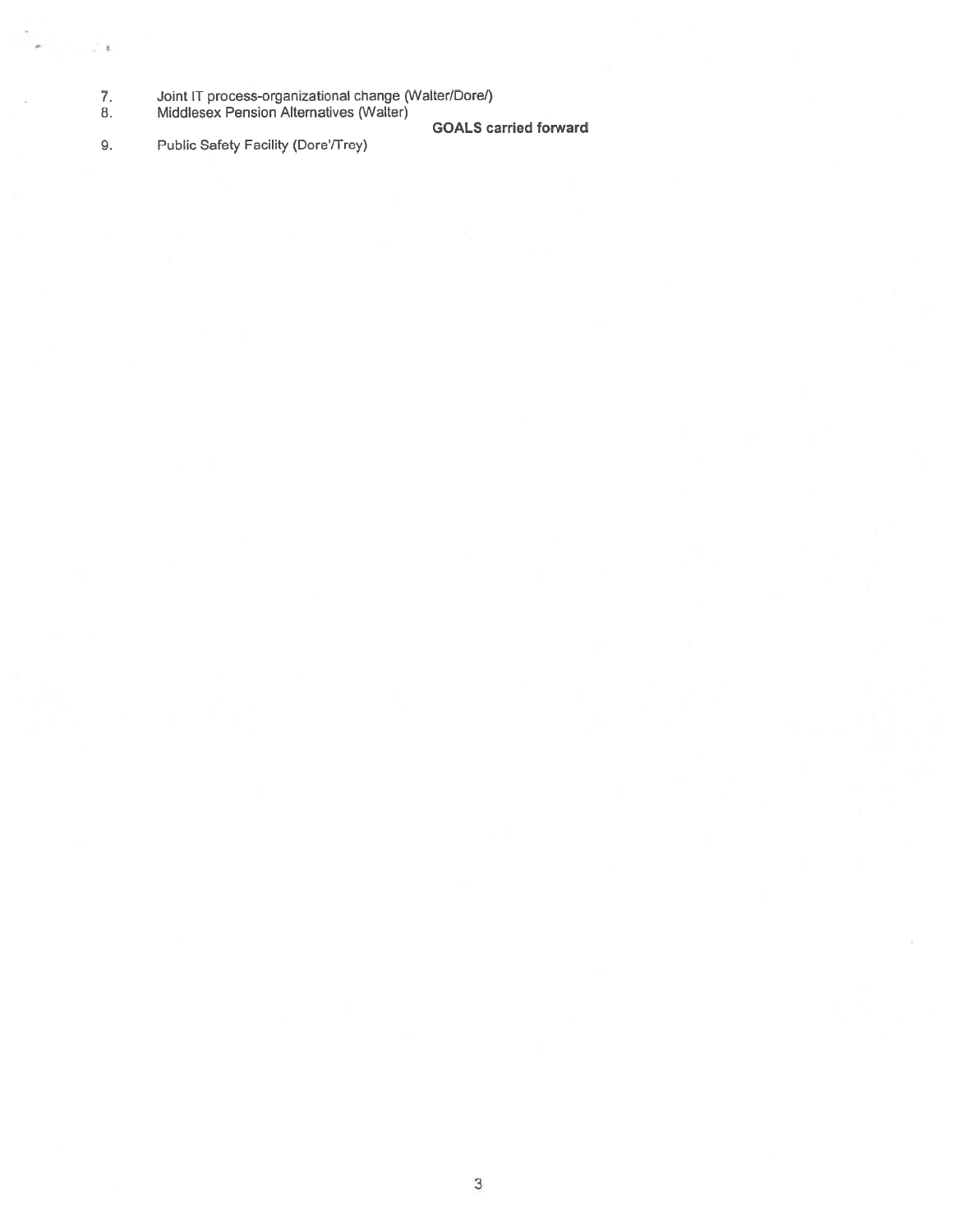7. Joint IT process-organizational change (Walter/Dore/)
8. Middlesex Pension Alternatives (Walter)

**GOALS carried forward**

9. Public Safety Facility (Dore'/Trey)